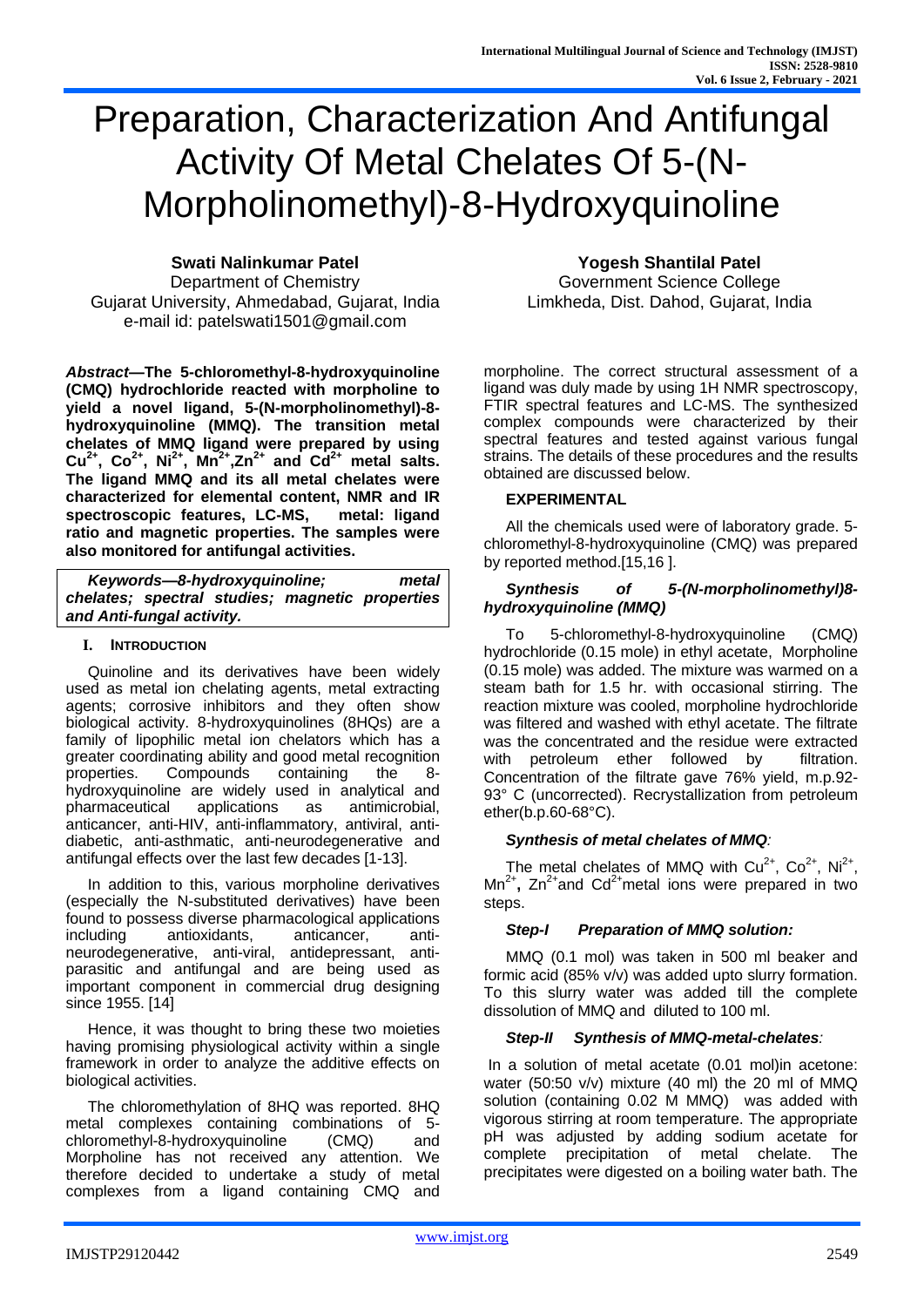# Preparation, Characterization And Antifungal Activity Of Metal Chelates Of 5-(N-Morpholinomethyl)-8-Hydroxyquinoline

**Swati Nalinkumar Patel**
Department of Chemistry
Gujarat University, Ahmedabad, Gujarat, India
e-mail id: patelswati1501@gmail.com

**Yogesh Shantilal Patel**
Government Science College
Limkheda, Dist. Dahod, Gujarat, India

***Abstract*—The 5-chloromethyl-8-hydroxyquinoline (CMQ) hydrochloride reacted with morpholine to yield a novel ligand, 5-(N-morpholinomethyl)-8-hydroxyquinoline (MMQ). The transition metal chelates of MMQ ligand were prepared by using $Cu^{2+}$, $Co^{2+}$, $Ni^{2+}$, $Mn^{2+}$, $Zn^{2+}$ and $Cd^{2+}$ metal salts. The ligand MMQ and its all metal chelates were characterized for elemental content, NMR and IR spectroscopic features, LC-MS, metal: ligand ratio and magnetic properties. The samples were also monitored for antifungal activities.**

***Keywords—8-hydroxyquinoline; metal chelates; spectral studies; magnetic properties and Anti-fungal activity.***

## I. Introduction

Quinoline and its derivatives have been widely used as metal ion chelating agents, metal extracting agents; corrosive inhibitors and they often show biological activity. 8-hydroxyquinolines (8HQs) are a family of lipophilic metal ion chelators which has a greater coordinating ability and good metal recognition properties. Compounds containing the 8-hydroxyquinoline are widely used in analytical and pharmaceutical applications as antimicrobial, anticancer, anti-HIV, anti-inflammatory, antiviral, anti-diabetic, anti-asthmatic, anti-neurodegenerative and antifungal effects over the last few decades [1-13].

In addition to this, various morpholine derivatives (especially the N-substituted derivatives) have been found to possess diverse pharmacological applications including antioxidants, anticancer, anti-neurodegenerative, anti-viral, antidepressant, anti-parasitic and antifungal and are being used as important component in commercial drug designing since 1955. [14]

Hence, it was thought to bring these two moieties having promising physiological activity within a single framework in order to analyze the additive effects on biological activities.

The chloromethylation of 8HQ was reported. 8HQ metal complexes containing combinations of 5-chloromethyl-8-hydroxyquinoline (CMQ) and Morpholine has not received any attention. We therefore decided to undertake a study of metal complexes from a ligand containing CMQ and morpholine. The correct structural assessment of a ligand was duly made by using 1H NMR spectroscopy, FTIR spectral features and LC-MS. The synthesized complex compounds were characterized by their spectral features and tested against various fungal strains. The details of these procedures and the results obtained are discussed below.

## EXPERIMENTAL

All the chemicals used were of laboratory grade. 5-chloromethyl-8-hydroxyquinoline (CMQ) was prepared by reported method.[15,16 ].

### *Synthesis of 5-(N-morpholinomethyl)8-hydroxyquinoline (MMQ)*

To 5-chloromethyl-8-hydroxyquinoline (CMQ) hydrochloride (0.15 mole) in ethyl acetate, Morpholine (0.15 mole) was added. The mixture was warmed on a steam bath for 1.5 hr. with occasional stirring. The reaction mixture was cooled, morpholine hydrochloride was filtered and washed with ethyl acetate. The filtrate was the concentrated and the residue were extracted with petroleum ether followed by filtration. Concentration of the filtrate gave 76% yield, m.p.92-93° C (uncorrected). Recrystallization from petroleum ether(b.p.60-68°C).

### *Synthesis of metal chelates of MMQ:*

The metal chelates of MMQ with $Cu^{2+}$, $Co^{2+}$, $Ni^{2+}$, $Mn^{2+}$, $Zn^{2+}$and $Cd^{2+}$metal ions were prepared in two steps.

### *Step-I Preparation of MMQ solution:*

MMQ (0.1 mol) was taken in 500 ml beaker and formic acid (85% v/v) was added upto slurry formation. To this slurry water was added till the complete dissolution of MMQ and diluted to 100 ml.

### *Step-II Synthesis of MMQ-metal-chelates:*

In a solution of metal acetate (0.01 mol)in acetone: water (50:50 v/v) mixture (40 ml) the 20 ml of MMQ solution (containing 0.02 M MMQ) was added with vigorous stirring at room temperature. The appropriate pH was adjusted by adding sodium acetate for complete precipitation of metal chelate. The precipitates were digested on a boiling water bath. The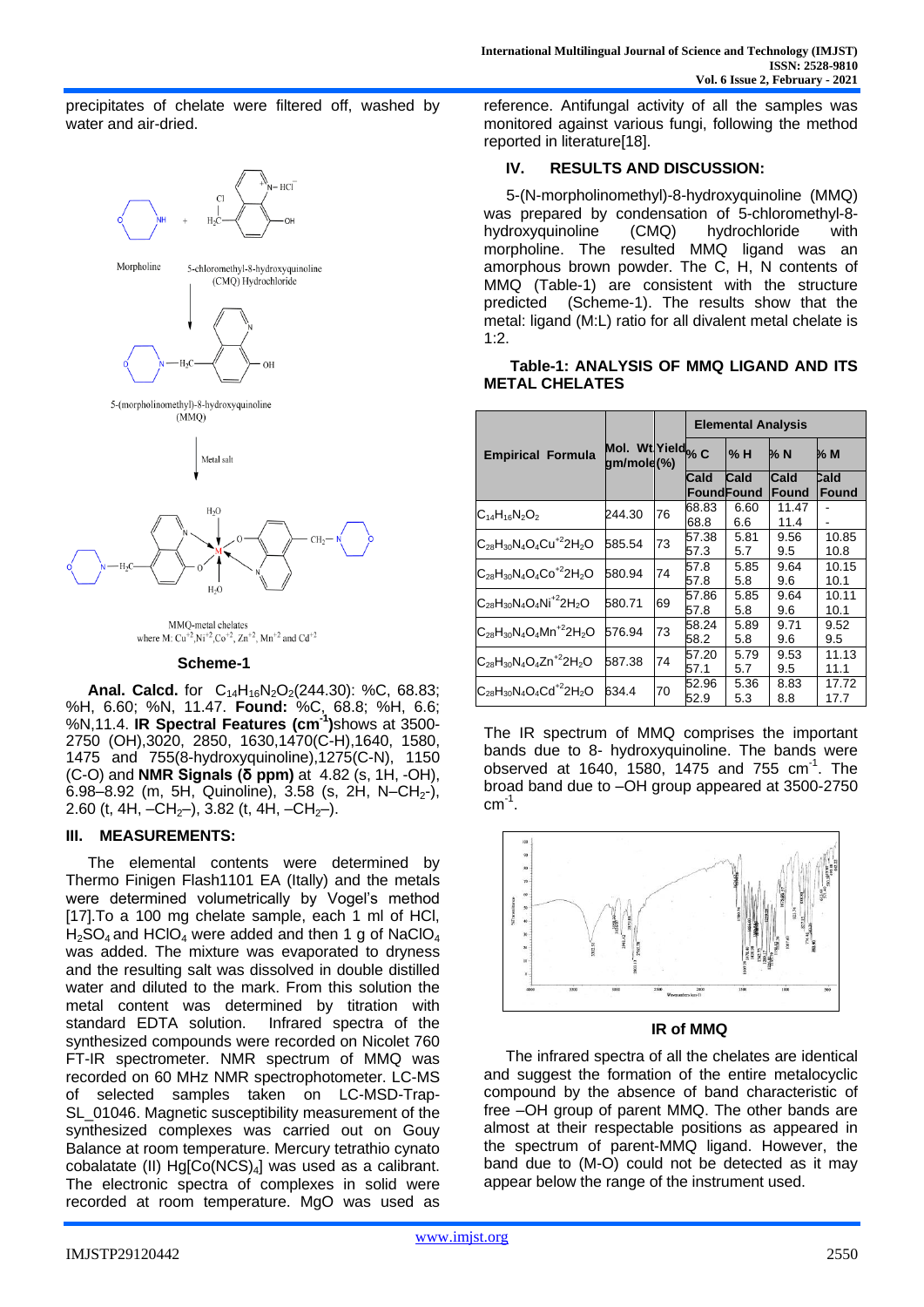precipitates of chelate were filtered off, washed by water and air-dried.

**Scheme-1**

**Anal. Calcd.** for $C_{14}H_{16}N_2O_2$(244.30): %C, 68.83; %H, 6.60; %N, 11.47. **Found:** %C, 68.8; %H, 6.6; %N,11.4. **IR Spectral Features (cm$^{-1}$)**shows at 3500-2750 (OH),3020, 2850, 1630,1470(C-H),1640, 1580, 1475 and 755(8-hydroxyquinoline),1275(C-N), 1150 (C-O) and **NMR Signals (δ ppm)** at 4.82 (s, 1H, -OH), 6.98–8.92 (m, 5H, Quinoline), 3.58 (s, 2H, N–$CH_2$-), 2.60 (t, 4H, –$CH_2$–), 3.82 (t, 4H, –$CH_2$–).

## III. MEASUREMENTS:

The elemental contents were determined by Thermo Finigen Flash1101 EA (Itally) and the metals were determined volumetrically by Vogel's method [17].To a 100 mg chelate sample, each 1 ml of HCl, $H_2SO_4$ and $HClO_4$ were added and then 1 g of $NaClO_4$ was added. The mixture was evaporated to dryness and the resulting salt was dissolved in double distilled water and diluted to the mark. From this solution the metal content was determined by titration with standard EDTA solution. Infrared spectra of the synthesized compounds were recorded on Nicolet 760 FT-IR spectrometer. NMR spectrum of MMQ was recorded on 60 MHz NMR spectrophotometer. LC-MS of selected samples taken on LC-MSD-Trap-SL_01046. Magnetic susceptibility measurement of the synthesized complexes was carried out on Gouy Balance at room temperature. Mercury tetrathio cynato cobalatate (II) $Hg[Co(NCS)_4]$ was used as a calibrant. The electronic spectra of complexes in solid were recorded at room temperature. MgO was used as reference. Antifungal activity of all the samples was monitored against various fungi, following the method reported in literature[18].

## IV. RESULTS AND DISCUSSION:

5-(N-morpholinomethyl)-8-hydroxyquinoline (MMQ) was prepared by condensation of 5-chloromethyl-8-hydroxyquinoline (CMQ) hydrochloride with morpholine. The resulted MMQ ligand was an amorphous brown powder. The C, H, N contents of MMQ (Table-1) are consistent with the structure predicted (Scheme-1). The results show that the metal: ligand (M:L) ratio for all divalent metal chelate is 1:2.

**Table-1: ANALYSIS OF MMQ LIGAND AND ITS METAL CHELATES**

| Empirical Formula | Mol. Wt. gm/mole | Yield (%) | Elemental Analysis | | | |
|---|---|---|---|---|---|---|
| | | | % C | % H | % N | % M |
| | | | Cald Found | Cald Found | Cald Found | Cald Found |
| $C_{14}H_{16}N_2O_2$ | 244.30 | 76 | 68.83 68.8 | 6.60 6.6 | 11.47 11.4 | - - |
| $C_{28}H_{30}N_4O_4Cu^{+2}2H_2O$ | 585.54 | 73 | 57.38 57.3 | 5.81 5.7 | 9.56 9.5 | 10.85 10.8 |
| $C_{28}H_{30}N_4O_4Co^{+2}2H_2O$ | 580.94 | 74 | 57.8 57.8 | 5.85 5.8 | 9.64 9.6 | 10.15 10.1 |
| $C_{28}H_{30}N_4O_4Ni^{+2}2H_2O$ | 580.71 | 69 | 57.86 57.8 | 5.85 5.8 | 9.64 9.6 | 10.11 10.1 |
| $C_{28}H_{30}N_4O_4Mn^{+2}2H_2O$ | 576.94 | 73 | 58.24 58.2 | 5.89 5.8 | 9.71 9.6 | 9.52 9.5 |
| $C_{28}H_{30}N_4O_4Zn^{+2}2H_2O$ | 587.38 | 74 | 57.20 57.1 | 5.79 5.7 | 9.53 9.5 | 11.13 11.1 |
| $C_{28}H_{30}N_4O_4Cd^{+2}2H_2O$ | 634.4 | 70 | 52.96 52.9 | 5.36 5.3 | 8.83 8.8 | 17.72 17.7 |

The IR spectrum of MMQ comprises the important bands due to 8- hydroxyquinoline. The bands were observed at 1640, 1580, 1475 and 755 cm$^{-1}$. The broad band due to –OH group appeared at 3500-2750 cm$^{-1}$.

**IR of MMQ**

The infrared spectra of all the chelates are identical and suggest the formation of the entire metalocyclic compound by the absence of band characteristic of free –OH group of parent MMQ. The other bands are almost at their respectable positions as appeared in the spectrum of parent-MMQ ligand. However, the band due to (M-O) could not be detected as it may appear below the range of the instrument used.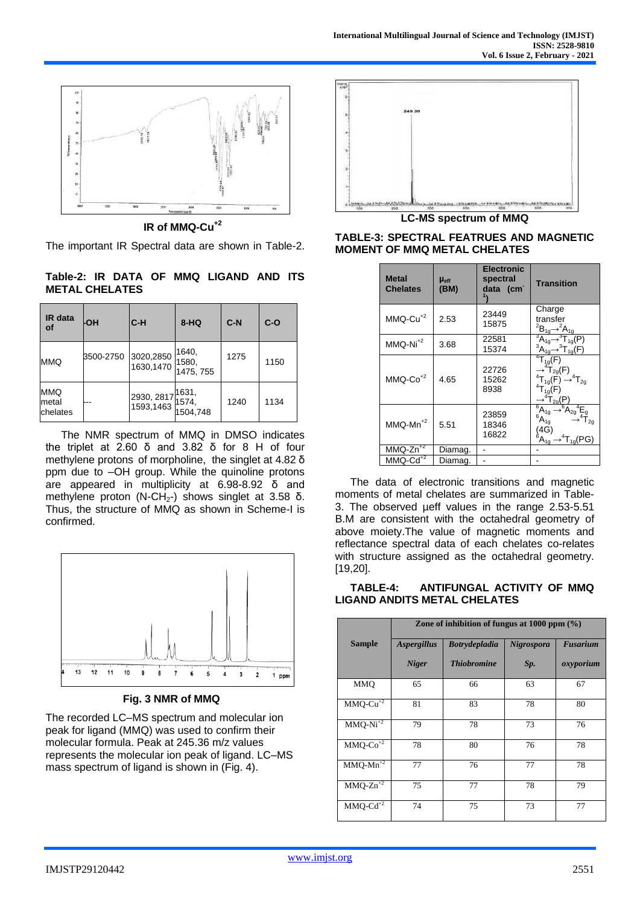**IR of MMQ-Cu$^{+2}$**

The important IR Spectral data are shown in Table-2.

**Table-2: IR DATA OF MMQ LIGAND AND ITS METAL CHELATES**

| IR data of | -OH | C-H | 8-HQ | C-N | C-O |
|---|---|---|---|---|---|
| MMQ | 3500-2750 | 3020,2850 1630,1470 | 1640, 1580, 1475, 755 | 1275 | 1150 |
| MMQ metal chelates | --- | 2930, 2817 1593,1463 | 1631, 1574, 1504,748 | 1240 | 1134 |

The NMR spectrum of MMQ in DMSO indicates the triplet at 2.60 δ and 3.82 δ for 8 H of four methylene protons of morpholine, the singlet at 4.82 δ ppm due to –OH group. While the quinoline protons are appeared in multiplicity at 6.98-8.92 δ and methylene proton (N-$CH_2$-) shows singlet at 3.58 δ. Thus, the structure of MMQ as shown in Scheme-I is confirmed.

**Fig. 3 NMR of MMQ**

The recorded LC–MS spectrum and molecular ion peak for ligand (MMQ) was used to confirm their molecular formula. Peak at 245.36 m/z values represents the molecular ion peak of ligand. LC–MS mass spectrum of ligand is shown in (Fig. 4).

**LC-MS spectrum of MMQ**

**TABLE-3: SPECTRAL FEATRUES AND MAGNETIC MOMENT OF MMQ METAL CHELATES**

| Metal Chelates | $\mu_{eff}$ (BM) | Electronic spectral data ($cm^{-1}$) | Transition |
|---|---|---|---|
| MMQ-Cu$^{+2}$ | 2.53 | 23449 15875 | Charge transfer $^2B_{1g} \rightarrow ^2A_{1g}$ |
| MMQ-Ni$^{+2}$ | 3.68 | 22581 15374 | $^3A_{1g} \rightarrow ^3T_{1g}(P)$ $^3A_{1g} \rightarrow ^3T_{1g}(F)$ |
| MMQ-Co$^{+2}$ | 4.65 | 22726 15262 8938 | $^4T_{1g}(F) \rightarrow ^4T_{2g}(F)$ $^4T_{1g}(F) \rightarrow ^4T_{2g}$ $^4T_{1g}(F) \rightarrow ^4T_{2g}(P)$ |
| MMQ-Mn$^{+2}$ | 5.51 | 23859 18346 16822 | $^6A_{1g} \rightarrow ^6A_{2g}{}^4E_g$ $^6A_{1g} \rightarrow ^4T_{2g}$ (4G) $^6A_{1g} \rightarrow ^4T_{1g}(PG)$ |
| MMQ-Zn$^{+2}$ | Diamag. | - | - |
| MMQ-Cd$^{+2}$ | Diamag. | - | - |

The data of electronic transitions and magnetic moments of metal chelates are summarized in Table-3. The observed μeff values in the range 2.53-5.51 B.M are consistent with the octahedral geometry of above moiety.The value of magnetic moments and reflectance spectral data of each chelates co-relates with structure assigned as the octahedral geometry. [19,20].

**TABLE-4: ANTIFUNGAL ACTIVITY OF MMQ LIGAND ANDITS METAL CHELATES**

| Sample | Zone of inhibition of fungus at 1000 ppm (%) | | | |
|---|---|---|---|---|
| | *Aspergillus Niger* | *Botrydepladia Thiobromine* | *Nigrospora Sp.* | *Fusarium oxyporium* |
| MMQ | 65 | 66 | 63 | 67 |
| MMQ-Cu$^{+2}$ | 81 | 83 | 78 | 80 |
| MMQ-Ni$^{+2}$ | 79 | 78 | 73 | 76 |
| MMQ-Co$^{+2}$ | 78 | 80 | 76 | 78 |
| MMQ-Mn$^{+2}$ | 77 | 76 | 77 | 78 |
| MMQ-Zn$^{+2}$ | 75 | 77 | 78 | 79 |
| MMQ-Cd$^{+2}$ | 74 | 75 | 73 | 77 |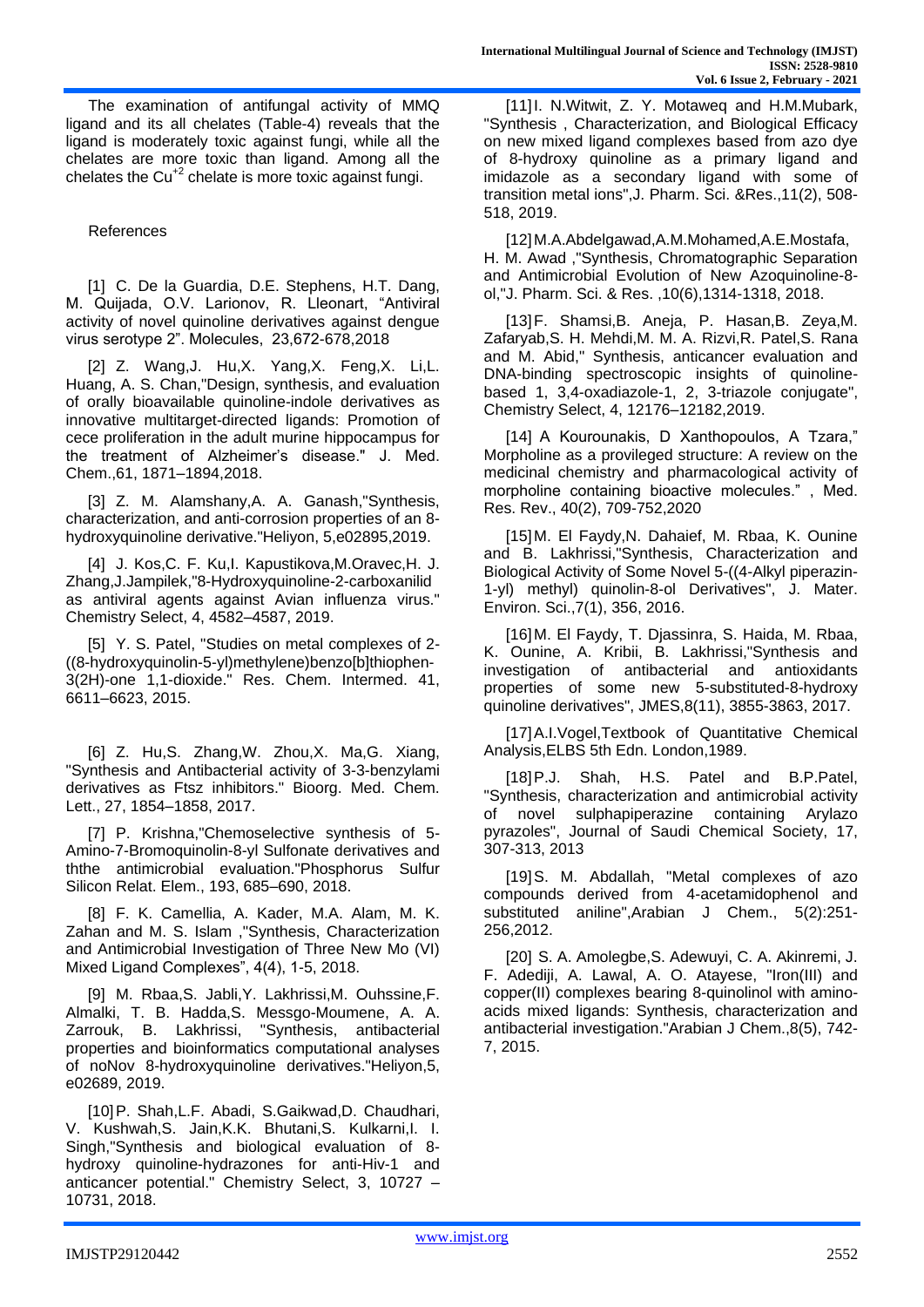The examination of antifungal activity of MMQ ligand and its all chelates (Table-4) reveals that the ligand is moderately toxic against fungi, while all the chelates are more toxic than ligand. Among all the chelates the $Cu^{+2}$ chelate is more toxic against fungi.

## References

[1] C. De la Guardia, D.E. Stephens, H.T. Dang, M. Quijada, O.V. Larionov, R. Lleonart, "Antiviral activity of novel quinoline derivatives against dengue virus serotype 2". Molecules, 23,672-678,2018

[2] Z. Wang,J. Hu,X. Yang,X. Feng,X. Li,L. Huang, A. S. Chan,"Design, synthesis, and evaluation of orally bioavailable quinoline-indole derivatives as innovative multitarget-directed ligands: Promotion of cece proliferation in the adult murine hippocampus for the treatment of Alzheimer's disease." J. Med. Chem.,61, 1871–1894,2018.

[3] Z. M. Alamshany,A. A. Ganash,"Synthesis, characterization, and anti-corrosion properties of an 8-hydroxyquinoline derivative."Heliyon, 5,e02895,2019.

[4] J. Kos,C. F. Ku,I. Kapustikova,M.Oravec,H. J. Zhang,J.Jampilek,"8-Hydroxyquinoline-2-carboxanilid as antiviral agents against Avian influenza virus." Chemistry Select, 4, 4582–4587, 2019.

[5] Y. S. Patel, "Studies on metal complexes of 2-((8-hydroxyquinolin-5-yl)methylene)benzo[b]thiophen-3(2H)-one 1,1-dioxide." Res. Chem. Intermed. 41, 6611–6623, 2015.

[6] Z. Hu,S. Zhang,W. Zhou,X. Ma,G. Xiang, "Synthesis and Antibacterial activity of 3-3-benzylami derivatives as Ftsz inhibitors." Bioorg. Med. Chem. Lett., 27, 1854–1858, 2017.

[7] P. Krishna,"Chemoselective synthesis of 5-Amino-7-Bromoquinolin-8-yl Sulfonate derivatives and ththe antimicrobial evaluation."Phosphorus Sulfur Silicon Relat. Elem., 193, 685–690, 2018.

[8] F. K. Camellia, A. Kader, M.A. Alam, M. K. Zahan and M. S. Islam ,"Synthesis, Characterization and Antimicrobial Investigation of Three New Mo (VI) Mixed Ligand Complexes", 4(4), 1-5, 2018.

[9] M. Rbaa,S. Jabli,Y. Lakhrissi,M. Ouhssine,F. Almalki, T. B. Hadda,S. Messgo-Moumene, A. A. Zarrouk, B. Lakhrissi, "Synthesis, antibacterial properties and bioinformatics computational analyses of noNov 8-hydroxyquinoline derivatives."Heliyon,5, e02689, 2019.

[10] P. Shah,L.F. Abadi, S.Gaikwad,D. Chaudhari, V. Kushwah,S. Jain,K.K. Bhutani,S. Kulkarni,I. I. Singh,"Synthesis and biological evaluation of 8-hydroxy quinoline-hydrazones for anti-Hiv-1 and anticancer potential." Chemistry Select, 3, 10727 – 10731, 2018.

[11] I. N.Witwit, Z. Y. Motaweq and H.M.Mubark, "Synthesis , Characterization, and Biological Efficacy on new mixed ligand complexes based from azo dye of 8-hydroxy quinoline as a primary ligand and imidazole as a secondary ligand with some of transition metal ions",J. Pharm. Sci. &Res.,11(2), 508-518, 2019.

[12] M.A.Abdelgawad,A.M.Mohamed,A.E.Mostafa, H. M. Awad ,"Synthesis, Chromatographic Separation and Antimicrobial Evolution of New Azoquinoline-8-ol,"J. Pharm. Sci. & Res. ,10(6),1314-1318, 2018.

[13] F. Shamsi,B. Aneja, P. Hasan,B. Zeya,M. Zafaryab,S. H. Mehdi,M. M. A. Rizvi,R. Patel,S. Rana and M. Abid," Synthesis, anticancer evaluation and DNA-binding spectroscopic insights of quinoline-based 1, 3,4-oxadiazole-1, 2, 3-triazole conjugate", Chemistry Select, 4, 12176–12182,2019.

[14] A Kourounakis, D Xanthopoulos, A Tzara," Morpholine as a provileged structure: A review on the medicinal chemistry and pharmacological activity of morpholine containing bioactive molecules." , Med. Res. Rev., 40(2), 709-752,2020

[15] M. El Faydy,N. Dahaief, M. Rbaa, K. Ounine and B. Lakhrissi,"Synthesis, Characterization and Biological Activity of Some Novel 5-((4-Alkyl piperazin-1-yl) methyl) quinolin-8-ol Derivatives", J. Mater. Environ. Sci.,7(1), 356, 2016.

[16] M. El Faydy, T. Djassinra, S. Haida, M. Rbaa, K. Ounine, A. Kribii, B. Lakhrissi,"Synthesis and investigation of antibacterial and antioxidants properties of some new 5-substituted-8-hydroxy quinoline derivatives", JMES,8(11), 3855-3863, 2017.

[17] A.I.Vogel,Textbook of Quantitative Chemical Analysis,ELBS 5th Edn. London,1989.

[18] P.J. Shah, H.S. Patel and B.P.Patel, "Synthesis, characterization and antimicrobial activity of novel sulphapiperazine containing Arylazo pyrazoles", Journal of Saudi Chemical Society, 17, 307-313, 2013

[19] S. M. Abdallah, "Metal complexes of azo compounds derived from 4-acetamidophenol and substituted aniline",Arabian J Chem., 5(2):251-256,2012.

[20] S. A. Amolegbe,S. Adewuyi, C. A. Akinremi, J. F. Adediji, A. Lawal, A. O. Atayese, "Iron(III) and copper(II) complexes bearing 8-quinolinol with amino-acids mixed ligands: Synthesis, characterization and antibacterial investigation."Arabian J Chem.,8(5), 742-7, 2015.